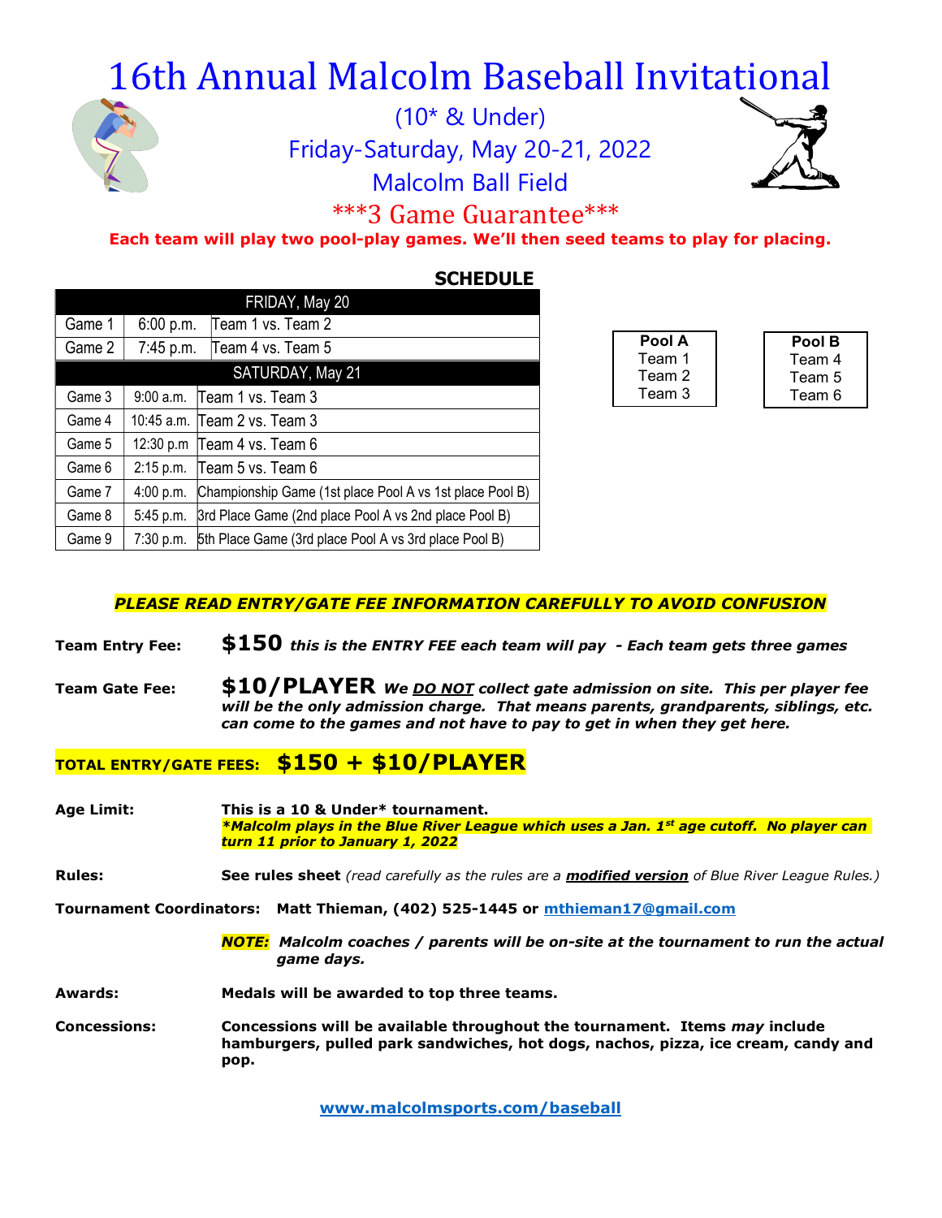# 16th Annual Malcolm Baseball Invitational

(10* & Under)

Friday-Saturday, May 20-21, 2022

Malcolm Ball Field

***3 Game Guarantee***

**Each team will play two pool-play games. We'll then seed teams to play for placing.**

## SCHEDULE

| FRIDAY, May 20 | | |
|---|---|---|
| Game 1 | 6:00 p.m. | Team 1 vs. Team 2 |
| Game 2 | 7:45 p.m. | Team 4 vs. Team 5 |
| **SATURDAY, May 21** | | |
| Game 3 | 9:00 a.m. | Team 1 vs. Team 3 |
| Game 4 | 10:45 a.m. | Team 2 vs. Team 3 |
| Game 5 | 12:30 p.m | Team 4 vs. Team 6 |
| Game 6 | 2:15 p.m. | Team 5 vs. Team 6 |
| Game 7 | 4:00 p.m. | Championship Game (1st place Pool A vs 1st place Pool B) |
| Game 8 | 5:45 p.m. | 3rd Place Game (2nd place Pool A vs 2nd place Pool B) |
| Game 9 | 7:30 p.m. | 5th Place Game (3rd place Pool A vs 3rd place Pool B) |

| Pool A |
|---|
| Team 1 |
| Team 2 |
| Team 3 |

| Pool B |
|---|
| Team 4 |
| Team 5 |
| Team 6 |

***PLEASE READ ENTRY/GATE FEE INFORMATION CAREFULLY TO AVOID CONFUSION***

**Team Entry Fee:** **$150** ***this is the ENTRY FEE each team will pay - Each team gets three games***

**Team Gate Fee:** **$10/PLAYER** ***We DO NOT collect gate admission on site. This per player fee will be the only admission charge. That means parents, grandparents, siblings, etc. can come to the games and not have to pay to get in when they get here.***

**TOTAL ENTRY/GATE FEES: $150 + $10/PLAYER**

**Age Limit:** **This is a 10 & Under* tournament.**
***Malcolm plays in the Blue River League which uses a Jan. 1st age cutoff. No player can turn 11 prior to January 1, 2022***

**Rules:** **See rules sheet** *(read carefully as the rules are a* ***modified version*** *of Blue River League Rules.)*

**Tournament Coordinators:** **Matt Thieman, (402) 525-1445 or mthieman17@gmail.com**

***NOTE: Malcolm coaches / parents will be on-site at the tournament to run the actual game days.***

**Awards:** **Medals will be awarded to top three teams.**

**Concessions:** **Concessions will be available throughout the tournament. Items *may* include hamburgers, pulled park sandwiches, hot dogs, nachos, pizza, ice cream, candy and pop.**

**www.malcolmsports.com/baseball**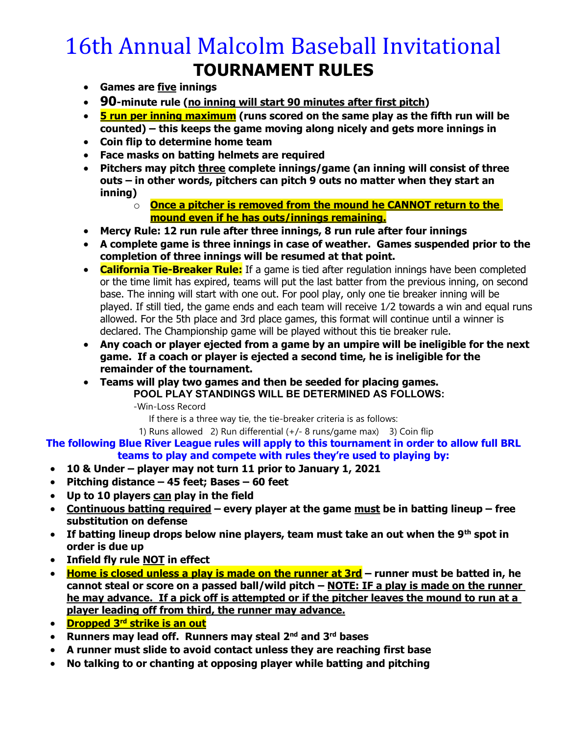# 16th Annual Malcolm Baseball Invitational

## TOURNAMENT RULES

- **Games are five innings**
- **90-minute rule (no inning will start 90 minutes after first pitch)**
- **5 run per inning maximum (runs scored on the same play as the fifth run will be counted) – this keeps the game moving along nicely and gets more innings in**
- **Coin flip to determine home team**
- **Face masks on batting helmets are required**
- **Pitchers may pitch three complete innings/game (an inning will consist of three outs – in other words, pitchers can pitch 9 outs no matter when they start an inning)**
  - **Once a pitcher is removed from the mound he CANNOT return to the mound even if he has outs/innings remaining.**
- **Mercy Rule: 12 run rule after three innings, 8 run rule after four innings**
- **A complete game is three innings in case of weather. Games suspended prior to the completion of three innings will be resumed at that point.**
- **California Tie-Breaker Rule:** If a game is tied after regulation innings have been completed or the time limit has expired, teams will put the last batter from the previous inning, on second base. The inning will start with one out. For pool play, only one tie breaker inning will be played. If still tied, the game ends and each team will receive 1/2 towards a win and equal runs allowed. For the 5th place and 3rd place games, this format will continue until a winner is declared. The Championship game will be played without this tie breaker rule.
- **Any coach or player ejected from a game by an umpire will be ineligible for the next game. If a coach or player is ejected a second time, he is ineligible for the remainder of the tournament.**
- **Teams will play two games and then be seeded for placing games.**

**POOL PLAY STANDINGS WILL BE DETERMINED AS FOLLOWS:**

-Win-Loss Record

If there is a three way tie, the tie-breaker criteria is as follows:

1) Runs allowed 2) Run differential (+/- 8 runs/game max) 3) Coin flip

**The following Blue River League rules will apply to this tournament in order to allow full BRL teams to play and compete with rules they're used to playing by:**

- **10 & Under – player may not turn 11 prior to January 1, 2021**
- **Pitching distance – 45 feet; Bases – 60 feet**
- **Up to 10 players can play in the field**
- **Continuous batting required – every player at the game must be in batting lineup – free substitution on defense**
- **If batting lineup drops below nine players, team must take an out when the 9th spot in order is due up**
- **Infield fly rule NOT in effect**
- **Home is closed unless a play is made on the runner at 3rd – runner must be batted in, he cannot steal or score on a passed ball/wild pitch – NOTE: IF a play is made on the runner he may advance. If a pick off is attempted or if the pitcher leaves the mound to run at a player leading off from third, the runner may advance.**
- **Dropped 3rd strike is an out**
- **Runners may lead off. Runners may steal 2nd and 3rd bases**
- **A runner must slide to avoid contact unless they are reaching first base**
- **No talking to or chanting at opposing player while batting and pitching**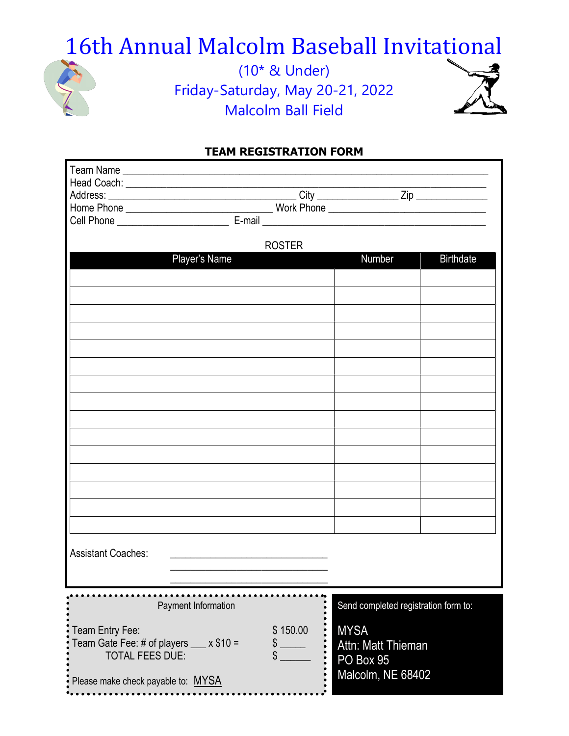# 16th Annual Malcolm Baseball Invitational

(10* & Under)

Friday-Saturday, May 20-21, 2022

Malcolm Ball Field

## TEAM REGISTRATION FORM

Team Name ______________________________________________________________________

Head Coach: _____________________________________________________________________

Address: ____________________________________ City ________________ Zip ______________

Home Phone ______________________________ Work Phone _________________________________

Cell Phone _______________________ E-mail _______________________________________________

ROSTER

| Player's Name | Number | Birthdate |
|---|---|---|
| | | |
| | | |
| | | |
| | | |
| | | |
| | | |
| | | |
| | | |
| | | |
| | | |
| | | |
| | | |
| | | |
| | | |
| | | |

Assistant Coaches: _________________________________

_________________________________

_________________________________

Payment Information

Team Entry Fee: $ 150.00

Team Gate Fee: # of players ___ x $10 = $ _____

TOTAL FEES DUE: $ ______

Please make check payable to: MYSA

Send completed registration form to:

MYSA
Attn: Matt Thieman
PO Box 95
Malcolm, NE 68402